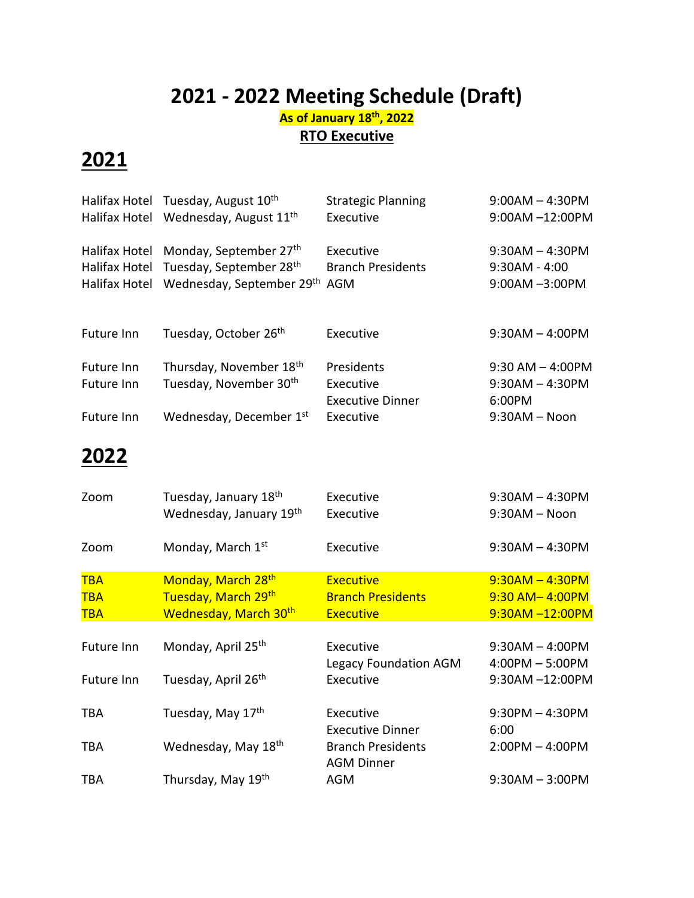# 2021 - 2022 Meeting Schedule (Draft)

**As of January 18th, 2022**

**RTO Executive**

## 2021

| Location | Date | Meeting | Time |
|---|---|---|---|
| Halifax Hotel | Tuesday, August 10th | Strategic Planning | 9:00AM – 4:30PM |
| Halifax Hotel | Wednesday, August 11th | Executive | 9:00AM –12:00PM |
| Halifax Hotel | Monday, September 27th | Executive | 9:30AM – 4:30PM |
| Halifax Hotel | Tuesday, September 28th | Branch Presidents | 9:30AM - 4:00 |
| Halifax Hotel | Wednesday, September 29th | AGM | 9:00AM –3:00PM |
| Future Inn | Tuesday, October 26th | Executive | 9:30AM – 4:00PM |
| Future Inn | Thursday, November 18th | Presidents | 9:30 AM – 4:00PM |
| Future Inn | Tuesday, November 30th | Executive | 9:30AM – 4:30PM |
| | | Executive Dinner | 6:00PM |
| Future Inn | Wednesday, December 1st | Executive | 9:30AM – Noon |

## 2022

| Location | Date | Meeting | Time |
|---|---|---|---|
| Zoom | Tuesday, January 18th | Executive | 9:30AM – 4:30PM |
| | Wednesday, January 19th | Executive | 9:30AM – Noon |
| Zoom | Monday, March 1st | Executive | 9:30AM – 4:30PM |
| TBA | Monday, March 28th | Executive | 9:30AM – 4:30PM |
| TBA | Tuesday, March 29th | Branch Presidents | 9:30 AM– 4:00PM |
| TBA | Wednesday, March 30th | Executive | 9:30AM –12:00PM |
| Future Inn | Monday, April 25th | Executive | 9:30AM – 4:00PM |
| | | Legacy Foundation AGM | 4:00PM – 5:00PM |
| Future Inn | Tuesday, April 26th | Executive | 9:30AM –12:00PM |
| TBA | Tuesday, May 17th | Executive | 9:30PM – 4:30PM |
| | | Executive Dinner | 6:00 |
| TBA | Wednesday, May 18th | Branch Presidents | 2:00PM – 4:00PM |
| | | AGM Dinner | |
| TBA | Thursday, May 19th | AGM | 9:30AM – 3:00PM |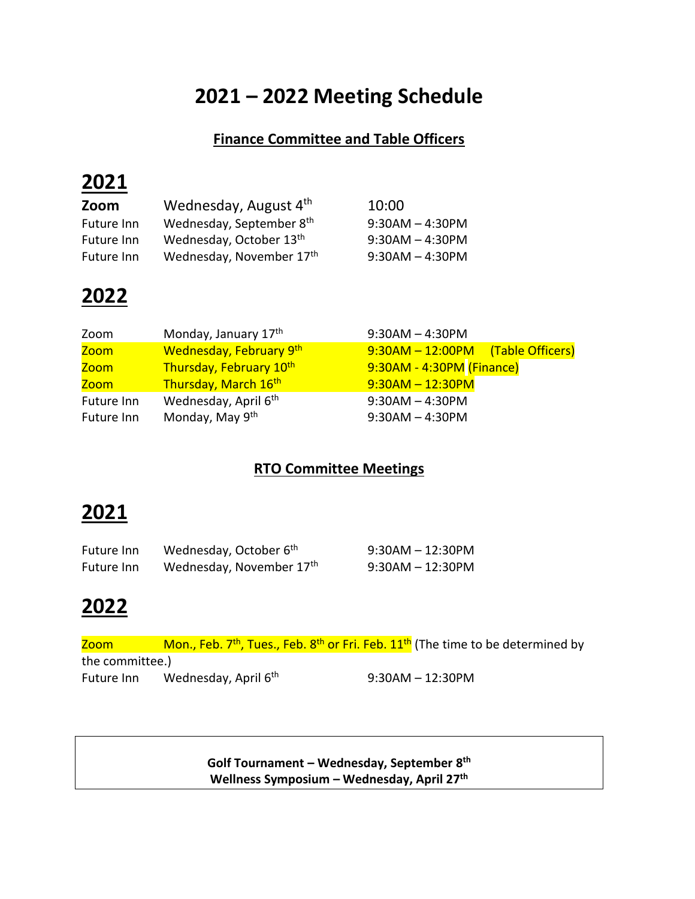# 2021 – 2022 Meeting Schedule

## Finance Committee and Table Officers

## 2021

| | | |
|---|---|---|
| **Zoom** | Wednesday, August 4th | 10:00 |
| Future Inn | Wednesday, September 8th | 9:30AM – 4:30PM |
| Future Inn | Wednesday, October 13th | 9:30AM – 4:30PM |
| Future Inn | Wednesday, November 17th | 9:30AM – 4:30PM |

## 2022

| | | |
|---|---|---|
| Zoom | Monday, January 17th | 9:30AM – 4:30PM |
| Zoom | Wednesday, February 9th | 9:30AM – 12:00PM (Table Officers) |
| Zoom | Thursday, February 10th | 9:30AM - 4:30PM (Finance) |
| Zoom | Thursday, March 16th | 9:30AM – 12:30PM |
| Future Inn | Wednesday, April 6th | 9:30AM – 4:30PM |
| Future Inn | Monday, May 9th | 9:30AM – 4:30PM |

## RTO Committee Meetings

## 2021

| | | |
|---|---|---|
| Future Inn | Wednesday, October 6th | 9:30AM – 12:30PM |
| Future Inn | Wednesday, November 17th | 9:30AM – 12:30PM |

## 2022

Zoom Mon., Feb. 7th, Tues., Feb. 8th or Fri. Feb. 11th (The time to be determined by the committee.)

Future Inn Wednesday, April 6th 9:30AM – 12:30PM

**Golf Tournament – Wednesday, September 8th**
**Wellness Symposium – Wednesday, April 27th**